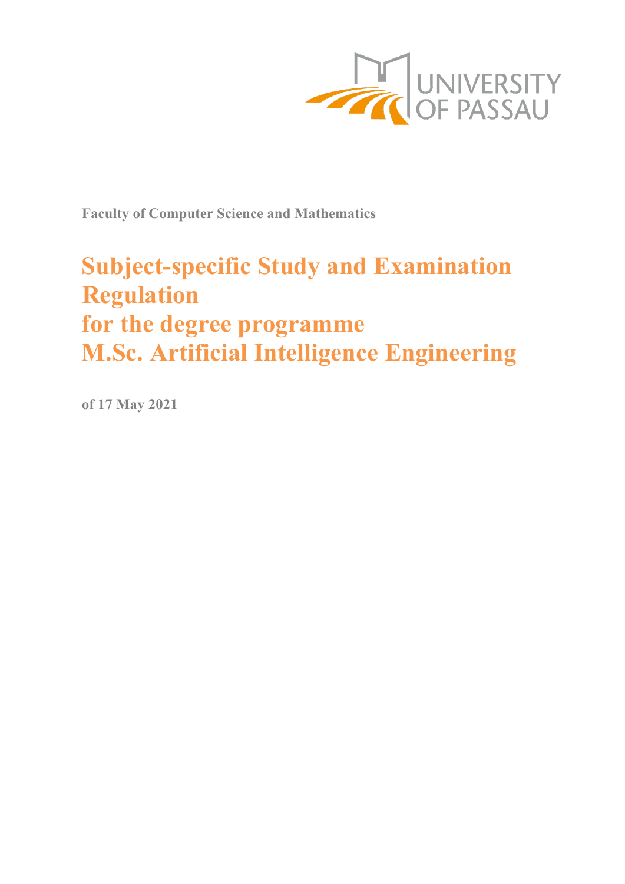**Faculty of Computer Science and Mathematics**

# Subject-specific Study and Examination Regulation for the degree programme M.Sc. Artificial Intelligence Engineering

**of 17 May 2021**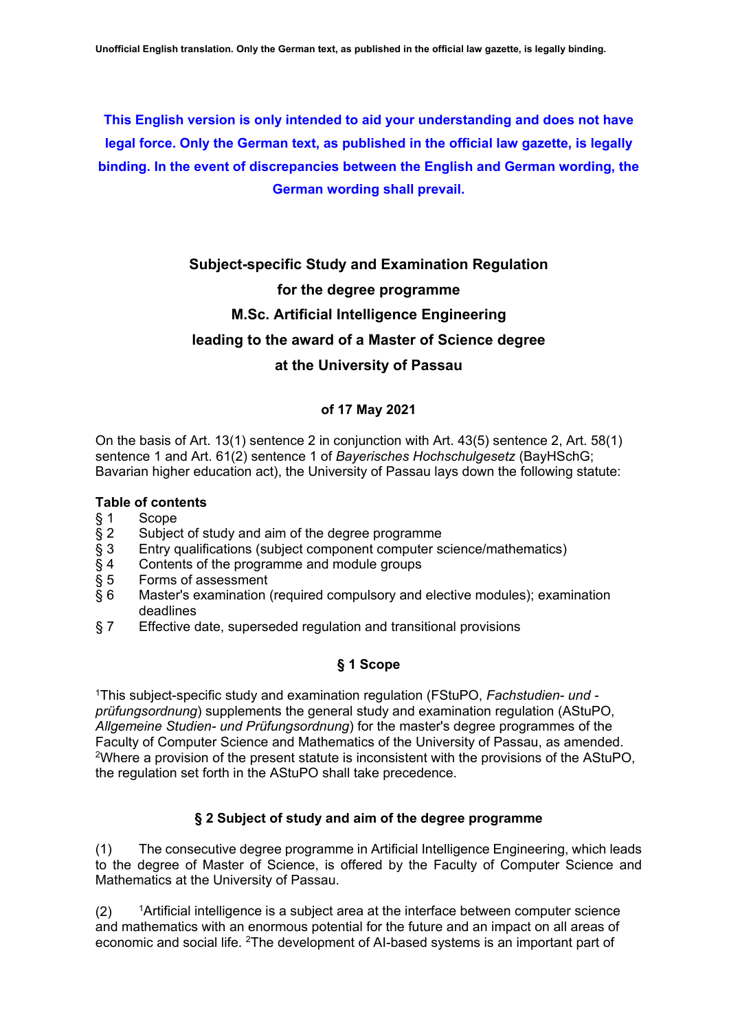Unofficial English translation. Only the German text, as published in the official law gazette, is legally binding.

**This English version is only intended to aid your understanding and does not have legal force. Only the German text, as published in the official law gazette, is legally binding. In the event of discrepancies between the English and German wording, the German wording shall prevail.**

# Subject-specific Study and Examination Regulation for the degree programme M.Sc. Artificial Intelligence Engineering leading to the award of a Master of Science degree at the University of Passau

**of 17 May 2021**

On the basis of Art. 13(1) sentence 2 in conjunction with Art. 43(5) sentence 2, Art. 58(1) sentence 1 and Art. 61(2) sentence 1 of *Bayerisches Hochschulgesetz* (BayHSchG; Bavarian higher education act), the University of Passau lays down the following statute:

**Table of contents**

- § 1 Scope
- § 2 Subject of study and aim of the degree programme
- § 3 Entry qualifications (subject component computer science/mathematics)
- § 4 Contents of the programme and module groups
- § 5 Forms of assessment
- § 6 Master's examination (required compulsory and elective modules); examination deadlines
- § 7 Effective date, superseded regulation and transitional provisions

## § 1 Scope

[1]This subject-specific study and examination regulation (FStuPO, *Fachstudien- und -prüfungsordnung*) supplements the general study and examination regulation (AStuPO, *Allgemeine Studien- und Prüfungsordnung*) for the master's degree programmes of the Faculty of Computer Science and Mathematics of the University of Passau, as amended. [2]Where a provision of the present statute is inconsistent with the provisions of the AStuPO, the regulation set forth in the AStuPO shall take precedence.

## § 2 Subject of study and aim of the degree programme

(1) The consecutive degree programme in Artificial Intelligence Engineering, which leads to the degree of Master of Science, is offered by the Faculty of Computer Science and Mathematics at the University of Passau.

(2) [1]Artificial intelligence is a subject area at the interface between computer science and mathematics with an enormous potential for the future and an impact on all areas of economic and social life. [2]The development of AI-based systems is an important part of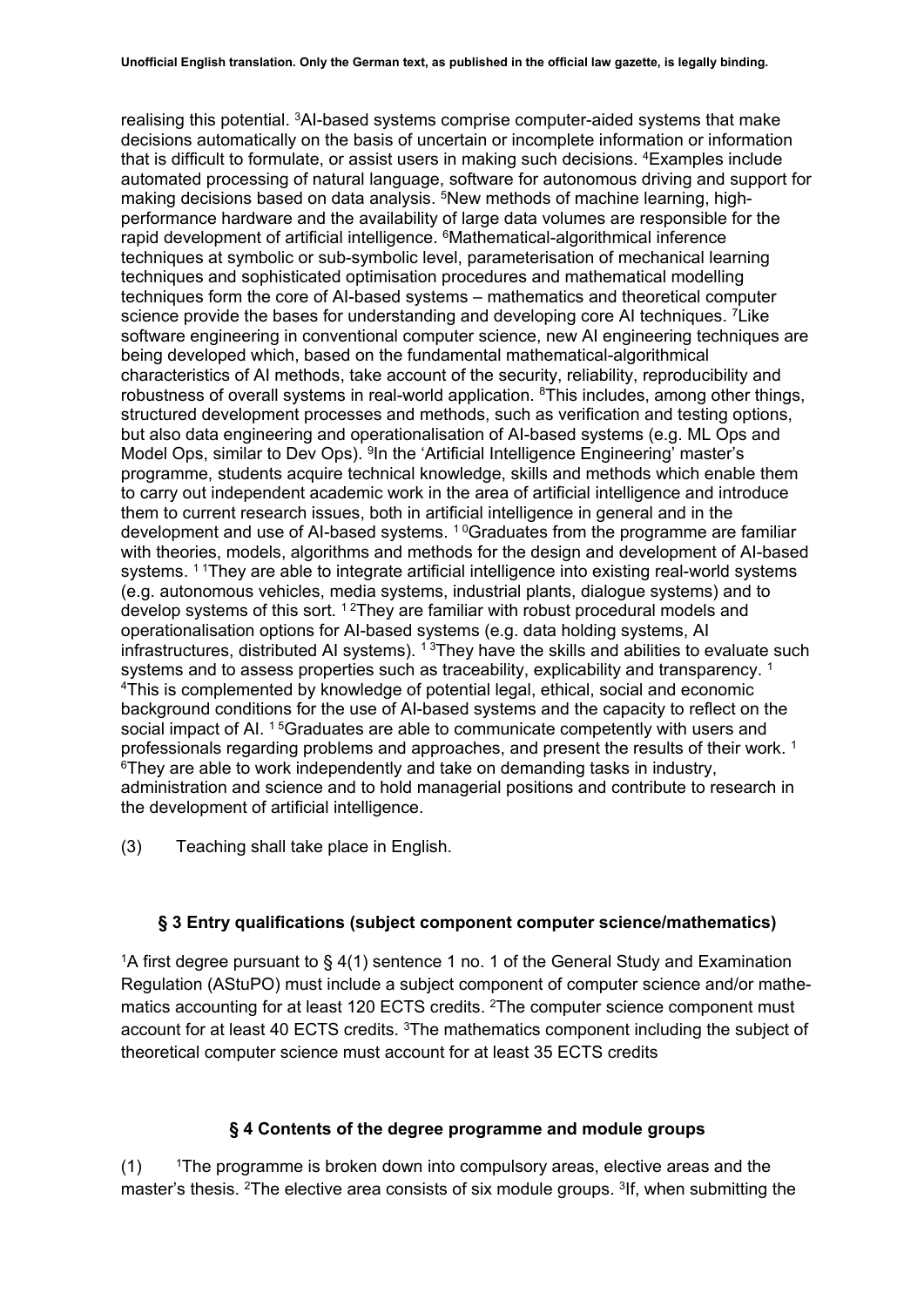realising this potential. [3]AI-based systems comprise computer-aided systems that make decisions automatically on the basis of uncertain or incomplete information or information that is difficult to formulate, or assist users in making such decisions. [4]Examples include automated processing of natural language, software for autonomous driving and support for making decisions based on data analysis. [5]New methods of machine learning, high-performance hardware and the availability of large data volumes are responsible for the rapid development of artificial intelligence. [6]Mathematical-algorithmical inference techniques at symbolic or sub-symbolic level, parameterisation of mechanical learning techniques and sophisticated optimisation procedures and mathematical modelling techniques form the core of AI-based systems – mathematics and theoretical computer science provide the bases for understanding and developing core AI techniques. [7]Like software engineering in conventional computer science, new AI engineering techniques are being developed which, based on the fundamental mathematical-algorithmical characteristics of AI methods, take account of the security, reliability, reproducibility and robustness of overall systems in real-world application. [8]This includes, among other things, structured development processes and methods, such as verification and testing options, but also data engineering and operationalisation of AI-based systems (e.g. ML Ops and Model Ops, similar to Dev Ops). [9]In the 'Artificial Intelligence Engineering' master's programme, students acquire technical knowledge, skills and methods which enable them to carry out independent academic work in the area of artificial intelligence and introduce them to current research issues, both in artificial intelligence in general and in the development and use of AI-based systems. [10]Graduates from the programme are familiar with theories, models, algorithms and methods for the design and development of AI-based systems. [11]They are able to integrate artificial intelligence into existing real-world systems (e.g. autonomous vehicles, media systems, industrial plants, dialogue systems) and to develop systems of this sort. [12]They are familiar with robust procedural models and operationalisation options for AI-based systems (e.g. data holding systems, AI infrastructures, distributed AI systems). [13]They have the skills and abilities to evaluate such systems and to assess properties such as traceability, explicability and transparency. [14]This is complemented by knowledge of potential legal, ethical, social and economic background conditions for the use of AI-based systems and the capacity to reflect on the social impact of AI. [15]Graduates are able to communicate competently with users and professionals regarding problems and approaches, and present the results of their work. [16]They are able to work independently and take on demanding tasks in industry, administration and science and to hold managerial positions and contribute to research in the development of artificial intelligence.

(3) Teaching shall take place in English.

## § 3 Entry qualifications (subject component computer science/mathematics)

[1]A first degree pursuant to § 4(1) sentence 1 no. 1 of the General Study and Examination Regulation (AStuPO) must include a subject component of computer science and/or mathematics accounting for at least 120 ECTS credits. [2]The computer science component must account for at least 40 ECTS credits. [3]The mathematics component including the subject of theoretical computer science must account for at least 35 ECTS credits

## § 4 Contents of the degree programme and module groups

(1) [1]The programme is broken down into compulsory areas, elective areas and the master's thesis. [2]The elective area consists of six module groups. [3]If, when submitting the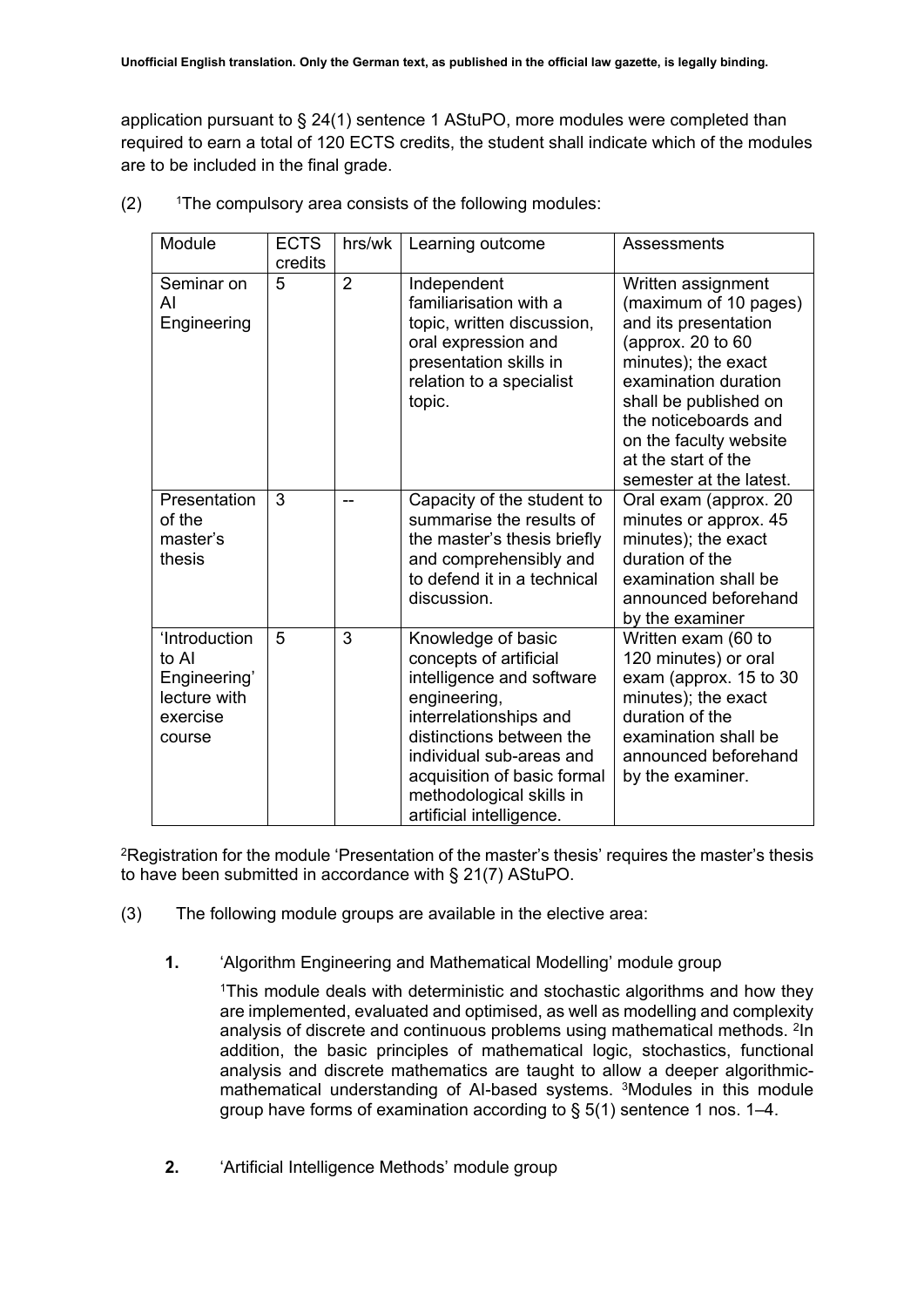application pursuant to § 24(1) sentence 1 AStuPO, more modules were completed than required to earn a total of 120 ECTS credits, the student shall indicate which of the modules are to be included in the final grade.

(2) [1]The compulsory area consists of the following modules:

| Module | ECTS credits | hrs/wk | Learning outcome | Assessments |
|---|---|---|---|---|
| Seminar on AI Engineering | 5 | 2 | Independent familiarisation with a topic, written discussion, oral expression and presentation skills in relation to a specialist topic. | Written assignment (maximum of 10 pages) and its presentation (approx. 20 to 60 minutes); the exact examination duration shall be published on the noticeboards and on the faculty website at the start of the semester at the latest. |
| Presentation of the master's thesis | 3 | -- | Capacity of the student to summarise the results of the master's thesis briefly and comprehensibly and to defend it in a technical discussion. | Oral exam (approx. 20 minutes or approx. 45 minutes); the exact duration of the examination shall be announced beforehand by the examiner |
| 'Introduction to AI Engineering' lecture with exercise course | 5 | 3 | Knowledge of basic concepts of artificial intelligence and software engineering, interrelationships and distinctions between the individual sub-areas and acquisition of basic formal methodological skills in artificial intelligence. | Written exam (60 to 120 minutes) or oral exam (approx. 15 to 30 minutes); the exact duration of the examination shall be announced beforehand by the examiner. |

[2]Registration for the module 'Presentation of the master's thesis' requires the master's thesis to have been submitted in accordance with § 21(7) AStuPO.

(3) The following module groups are available in the elective area:

**1.** 'Algorithm Engineering and Mathematical Modelling' module group

[1]This module deals with deterministic and stochastic algorithms and how they are implemented, evaluated and optimised, as well as modelling and complexity analysis of discrete and continuous problems using mathematical methods. [2]In addition, the basic principles of mathematical logic, stochastics, functional analysis and discrete mathematics are taught to allow a deeper algorithmic-mathematical understanding of AI-based systems. [3]Modules in this module group have forms of examination according to § 5(1) sentence 1 nos. 1–4.

**2.** 'Artificial Intelligence Methods' module group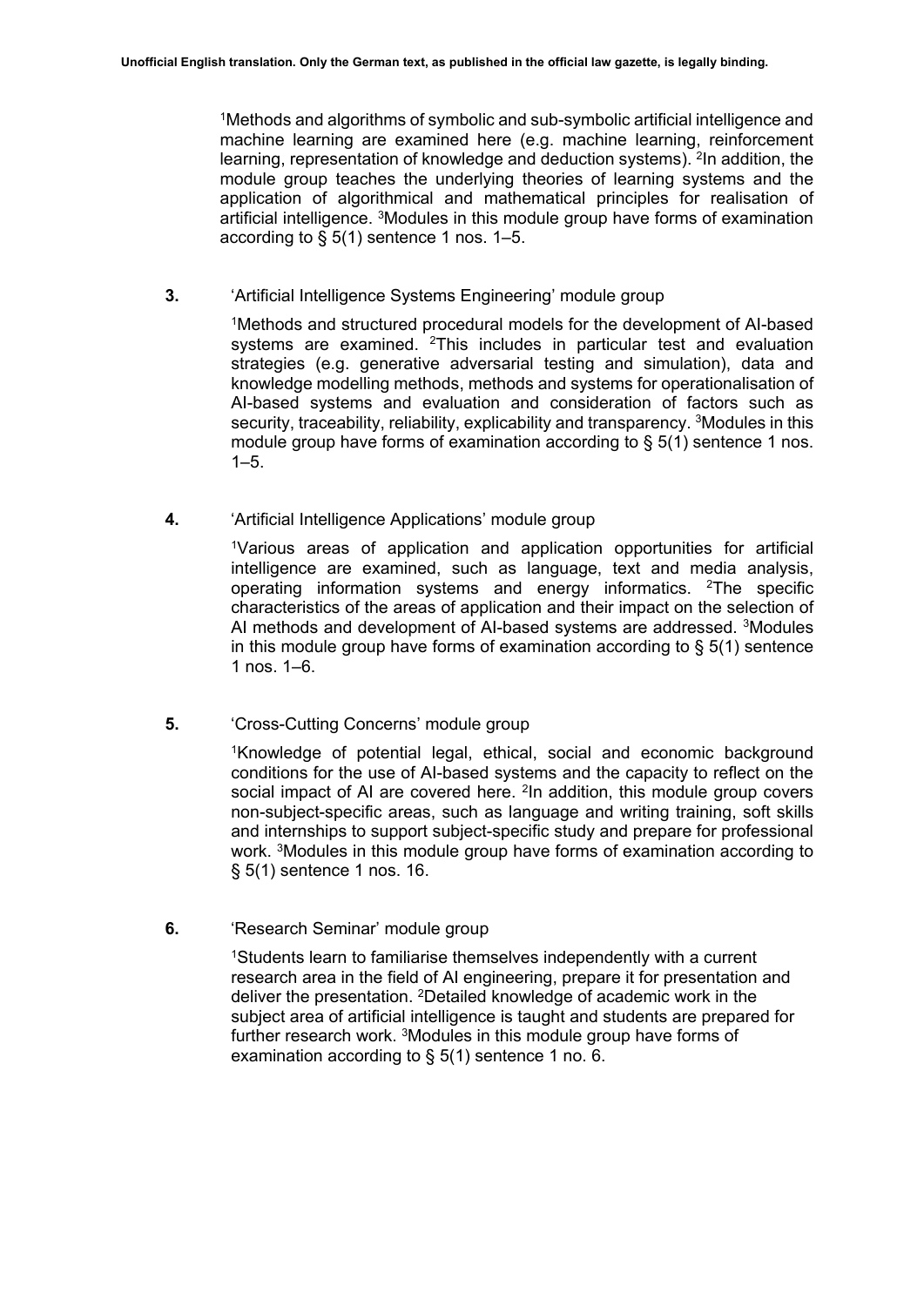[1]Methods and algorithms of symbolic and sub-symbolic artificial intelligence and machine learning are examined here (e.g. machine learning, reinforcement learning, representation of knowledge and deduction systems). [2]In addition, the module group teaches the underlying theories of learning systems and the application of algorithmical and mathematical principles for realisation of artificial intelligence. [3]Modules in this module group have forms of examination according to § 5(1) sentence 1 nos. 1–5.

**3.** 'Artificial Intelligence Systems Engineering' module group

[1]Methods and structured procedural models for the development of AI-based systems are examined. [2]This includes in particular test and evaluation strategies (e.g. generative adversarial testing and simulation), data and knowledge modelling methods, methods and systems for operationalisation of AI-based systems and evaluation and consideration of factors such as security, traceability, reliability, explicability and transparency. [3]Modules in this module group have forms of examination according to § 5(1) sentence 1 nos. 1–5.

**4.** 'Artificial Intelligence Applications' module group

[1]Various areas of application and application opportunities for artificial intelligence are examined, such as language, text and media analysis, operating information systems and energy informatics. [2]The specific characteristics of the areas of application and their impact on the selection of AI methods and development of AI-based systems are addressed. [3]Modules in this module group have forms of examination according to § 5(1) sentence 1 nos. 1–6.

**5.** 'Cross-Cutting Concerns' module group

[1]Knowledge of potential legal, ethical, social and economic background conditions for the use of AI-based systems and the capacity to reflect on the social impact of AI are covered here. [2]In addition, this module group covers non-subject-specific areas, such as language and writing training, soft skills and internships to support subject-specific study and prepare for professional work. [3]Modules in this module group have forms of examination according to § 5(1) sentence 1 nos. 16.

**6.** 'Research Seminar' module group

[1]Students learn to familiarise themselves independently with a current research area in the field of AI engineering, prepare it for presentation and deliver the presentation. [2]Detailed knowledge of academic work in the subject area of artificial intelligence is taught and students are prepared for further research work. [3]Modules in this module group have forms of examination according to § 5(1) sentence 1 no. 6.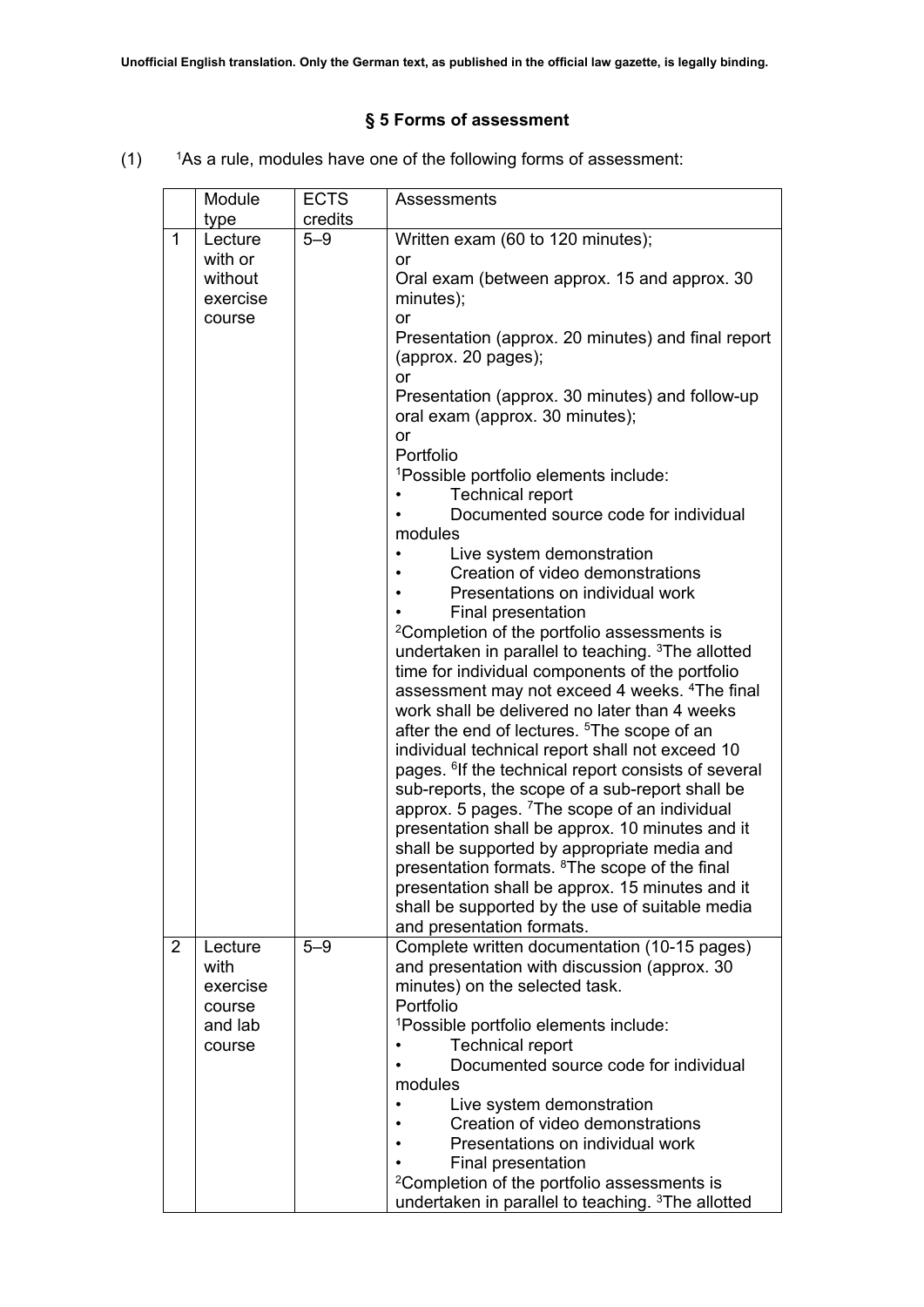Unofficial English translation. Only the German text, as published in the official law gazette, is legally binding.

## § 5 Forms of assessment

(1) [1]As a rule, modules have one of the following forms of assessment:

| | Module type | ECTS credits | Assessments |
|---|---|---|---|
| 1 | Lecture with or without exercise course | 5–9 | Written exam (60 to 120 minutes);<br>or<br>Oral exam (between approx. 15 and approx. 30 minutes);<br>or<br>Presentation (approx. 20 minutes) and final report (approx. 20 pages);<br>or<br>Presentation (approx. 30 minutes) and follow-up oral exam (approx. 30 minutes);<br>or<br>Portfolio<br>[1]Possible portfolio elements include:<br>• Technical report<br>• Documented source code for individual modules<br>• Live system demonstration<br>• Creation of video demonstrations<br>• Presentations on individual work<br>• Final presentation<br>[2]Completion of the portfolio assessments is undertaken in parallel to teaching. [3]The allotted time for individual components of the portfolio assessment may not exceed 4 weeks. [4]The final work shall be delivered no later than 4 weeks after the end of lectures. [5]The scope of an individual technical report shall not exceed 10 pages. [6]If the technical report consists of several sub-reports, the scope of a sub-report shall be approx. 5 pages. [7]The scope of an individual presentation shall be approx. 10 minutes and it shall be supported by appropriate media and presentation formats. [8]The scope of the final presentation shall be approx. 15 minutes and it shall be supported by the use of suitable media and presentation formats. |
| 2 | Lecture with exercise course and lab course | 5–9 | Complete written documentation (10-15 pages) and presentation with discussion (approx. 30 minutes) on the selected task.<br>Portfolio<br>[1]Possible portfolio elements include:<br>• Technical report<br>• Documented source code for individual modules<br>• Live system demonstration<br>• Creation of video demonstrations<br>• Presentations on individual work<br>• Final presentation<br>[2]Completion of the portfolio assessments is undertaken in parallel to teaching. [3]The allotted |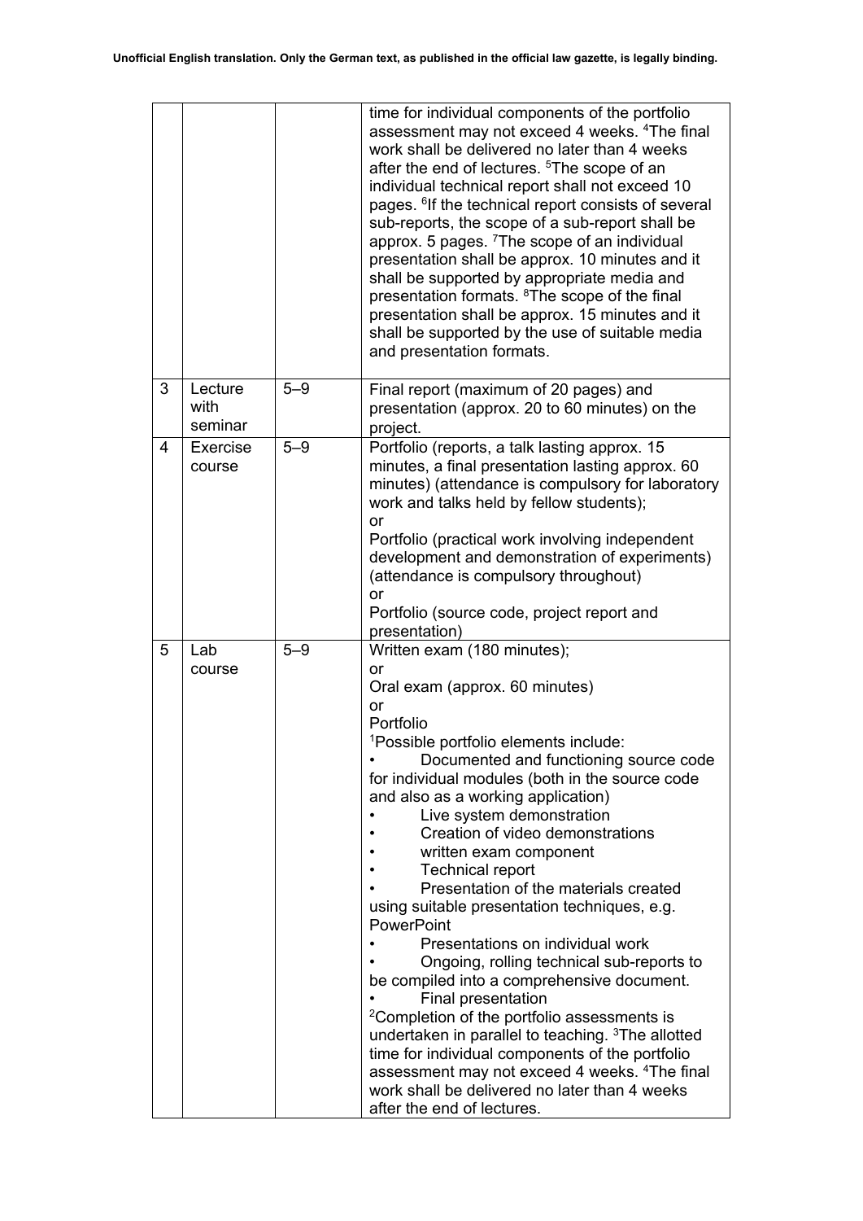| | | | |
|---|---|---|---|
| | | | time for individual components of the portfolio assessment may not exceed 4 weeks. [4]The final work shall be delivered no later than 4 weeks after the end of lectures. [5]The scope of an individual technical report shall not exceed 10 pages. [6]If the technical report consists of several sub-reports, the scope of a sub-report shall be approx. 5 pages. [7]The scope of an individual presentation shall be approx. 10 minutes and it shall be supported by appropriate media and presentation formats. [8]The scope of the final presentation shall be approx. 15 minutes and it shall be supported by the use of suitable media and presentation formats. |
| 3 | Lecture with seminar | 5–9 | Final report (maximum of 20 pages) and presentation (approx. 20 to 60 minutes) on the project. |
| 4 | Exercise course | 5–9 | Portfolio (reports, a talk lasting approx. 15 minutes, a final presentation lasting approx. 60 minutes) (attendance is compulsory for laboratory work and talks held by fellow students);<br>or<br>Portfolio (practical work involving independent development and demonstration of experiments) (attendance is compulsory throughout)<br>or<br>Portfolio (source code, project report and presentation) |
| 5 | Lab course | 5–9 | Written exam (180 minutes);<br>or<br>Oral exam (approx. 60 minutes)<br>or<br>Portfolio<br>[1]Possible portfolio elements include:<br>• Documented and functioning source code for individual modules (both in the source code and also as a working application)<br>• Live system demonstration<br>• Creation of video demonstrations<br>• written exam component<br>• Technical report<br>• Presentation of the materials created using suitable presentation techniques, e.g. PowerPoint<br>• Presentations on individual work<br>• Ongoing, rolling technical sub-reports to be compiled into a comprehensive document.<br>• Final presentation<br>[2]Completion of the portfolio assessments is undertaken in parallel to teaching. [3]The allotted time for individual components of the portfolio assessment may not exceed 4 weeks. [4]The final work shall be delivered no later than 4 weeks after the end of lectures. |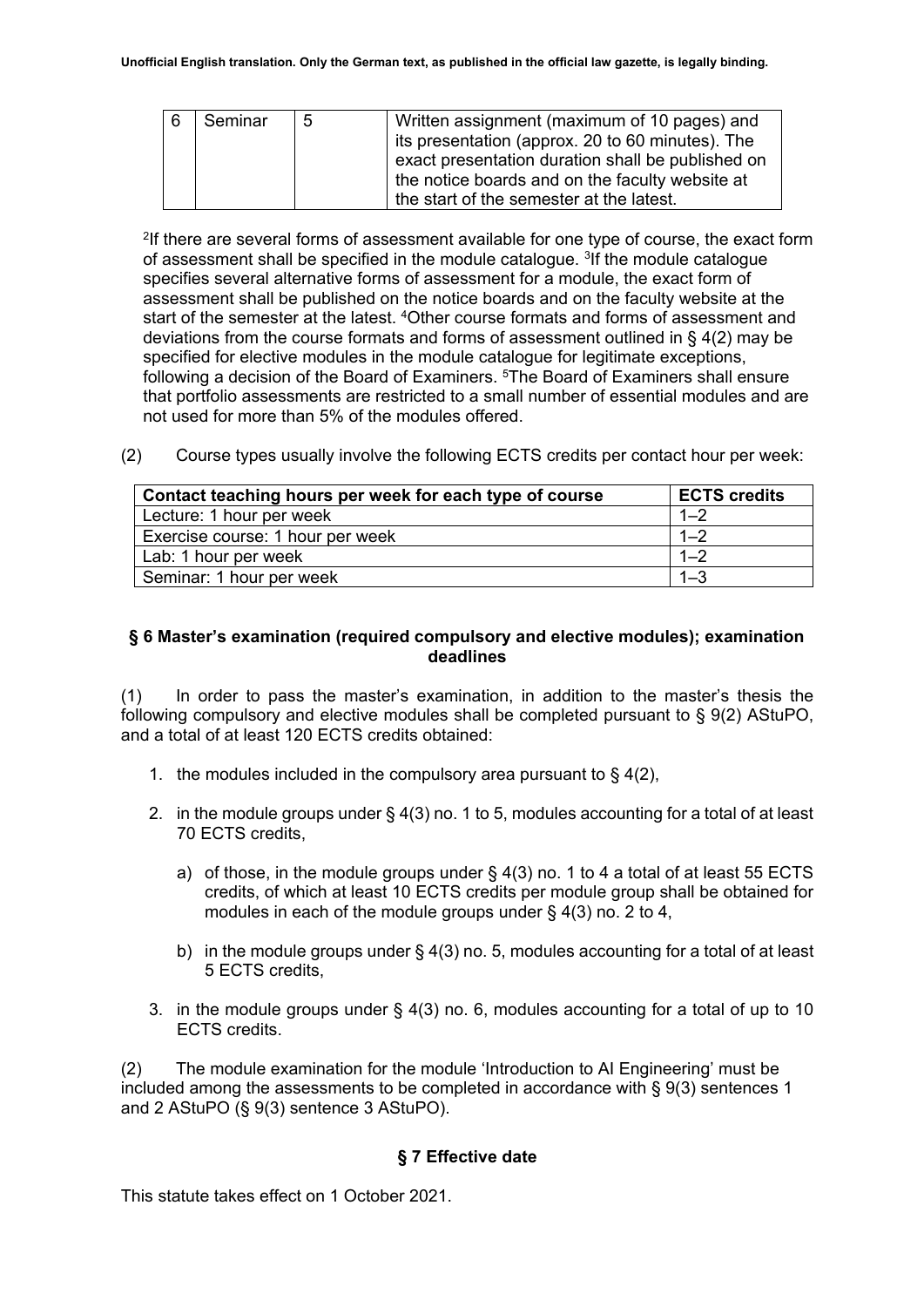| 6 | Seminar | 5 | Written assignment (maximum of 10 pages) and its presentation (approx. 20 to 60 minutes). The exact presentation duration shall be published on the notice boards and on the faculty website at the start of the semester at the latest. |
|---|---|---|---|

[2]If there are several forms of assessment available for one type of course, the exact form of assessment shall be specified in the module catalogue. [3]If the module catalogue specifies several alternative forms of assessment for a module, the exact form of assessment shall be published on the notice boards and on the faculty website at the start of the semester at the latest. [4]Other course formats and forms of assessment and deviations from the course formats and forms of assessment outlined in § 4(2) may be specified for elective modules in the module catalogue for legitimate exceptions, following a decision of the Board of Examiners. [5]The Board of Examiners shall ensure that portfolio assessments are restricted to a small number of essential modules and are not used for more than 5% of the modules offered.

(2) Course types usually involve the following ECTS credits per contact hour per week:

| Contact teaching hours per week for each type of course | ECTS credits |
|---|---|
| Lecture: 1 hour per week | 1–2 |
| Exercise course: 1 hour per week | 1–2 |
| Lab: 1 hour per week | 1–2 |
| Seminar: 1 hour per week | 1–3 |

## § 6 Master's examination (required compulsory and elective modules); examination deadlines

(1) In order to pass the master's examination, in addition to the master's thesis the following compulsory and elective modules shall be completed pursuant to § 9(2) AStuPO, and a total of at least 120 ECTS credits obtained:

1. the modules included in the compulsory area pursuant to § 4(2),
2. in the module groups under § 4(3) no. 1 to 5, modules accounting for a total of at least 70 ECTS credits,
   a) of those, in the module groups under § 4(3) no. 1 to 4 a total of at least 55 ECTS credits, of which at least 10 ECTS credits per module group shall be obtained for modules in each of the module groups under § 4(3) no. 2 to 4,
   b) in the module groups under § 4(3) no. 5, modules accounting for a total of at least 5 ECTS credits,
3. in the module groups under § 4(3) no. 6, modules accounting for a total of up to 10 ECTS credits.

(2) The module examination for the module 'Introduction to AI Engineering' must be included among the assessments to be completed in accordance with § 9(3) sentences 1 and 2 AStuPO (§ 9(3) sentence 3 AStuPO).

## § 7 Effective date

This statute takes effect on 1 October 2021.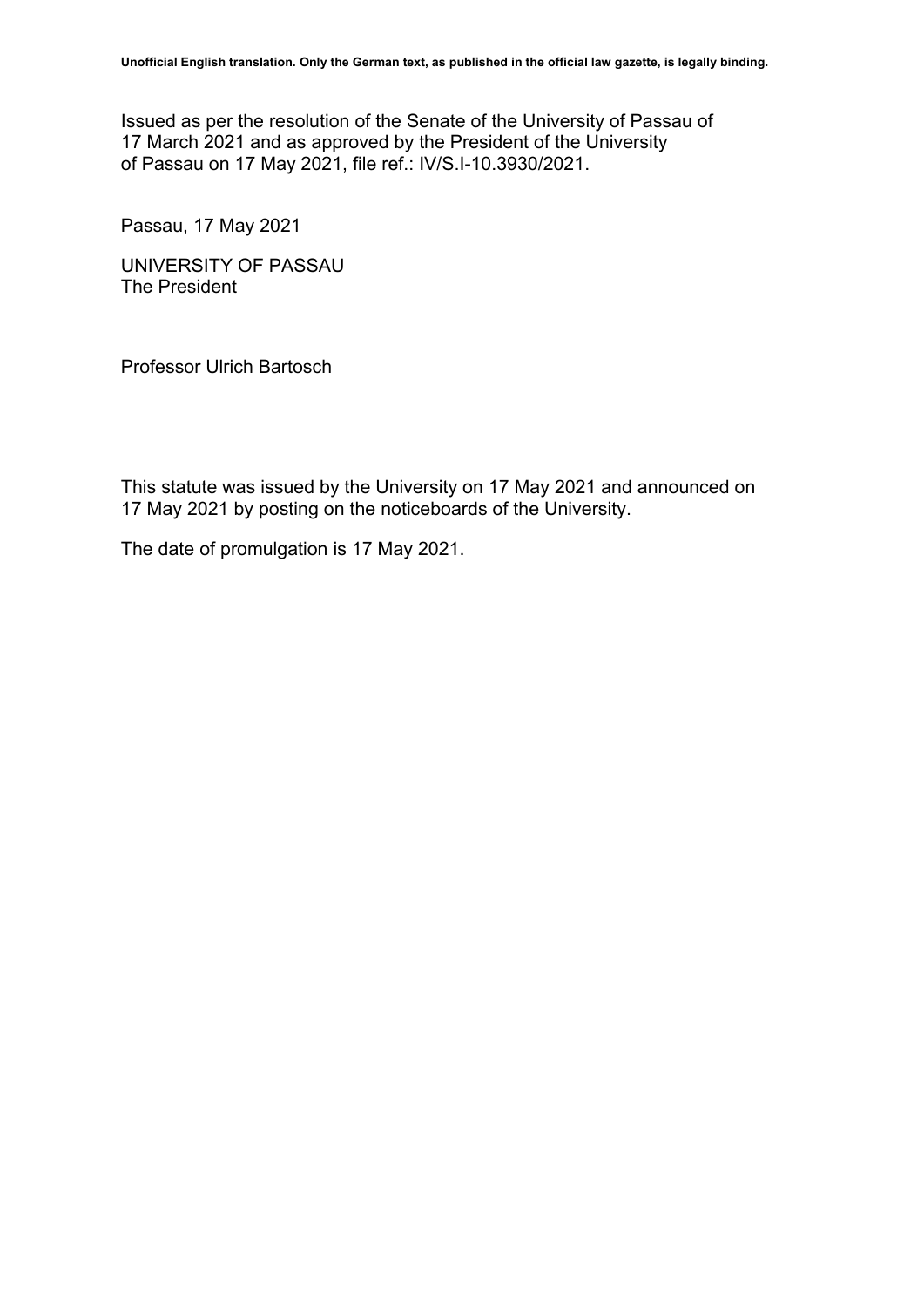Issued as per the resolution of the Senate of the University of Passau of 17 March 2021 and as approved by the President of the University of Passau on 17 May 2021, file ref.: IV/S.I-10.3930/2021.

Passau, 17 May 2021

UNIVERSITY OF PASSAU
The President

Professor Ulrich Bartosch

This statute was issued by the University on 17 May 2021 and announced on 17 May 2021 by posting on the noticeboards of the University.

The date of promulgation is 17 May 2021.